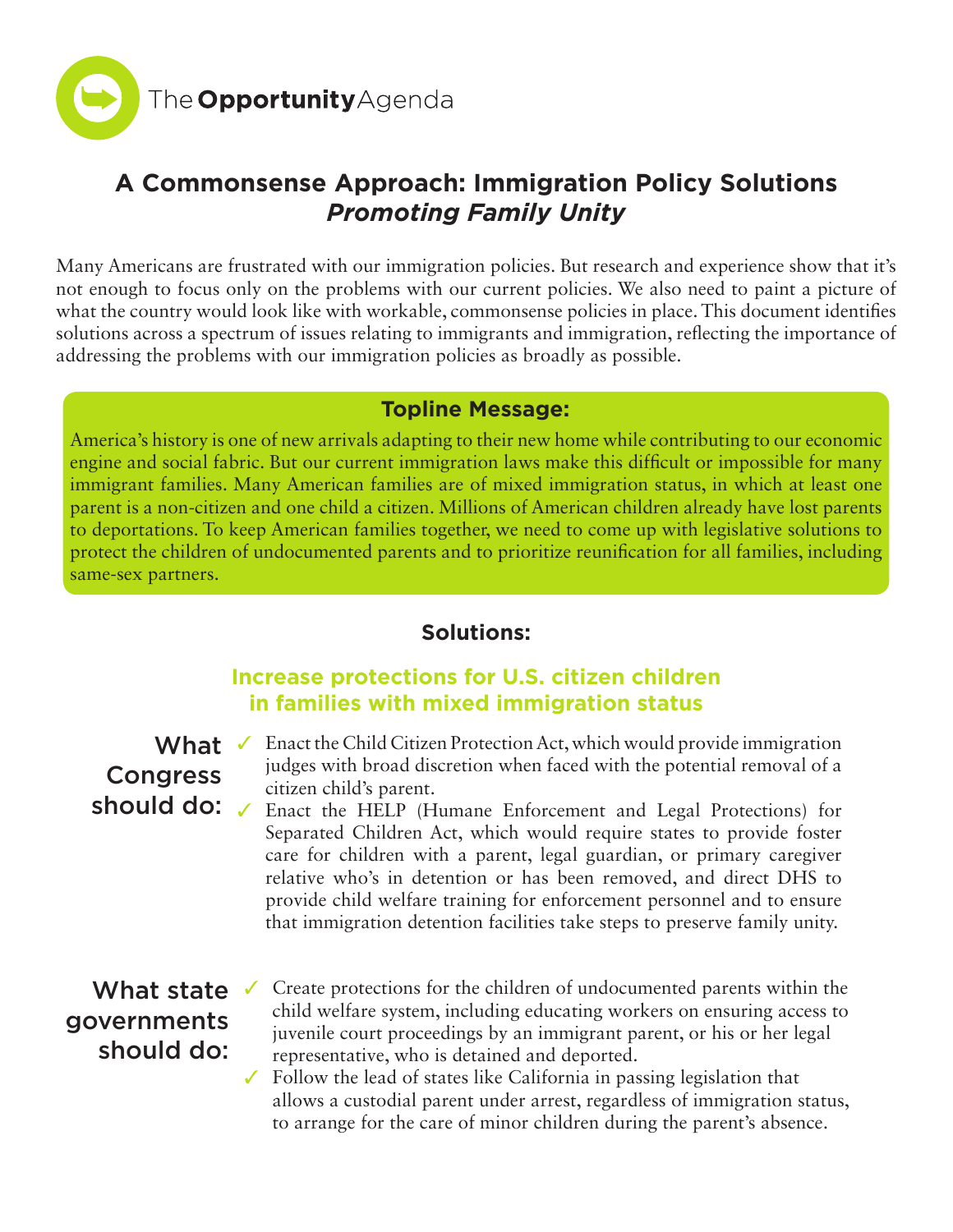The **Opportunity** Agenda

# A Commonsense Approach: Immigration Policy Solutions
## *Promoting Family Unity*

Many Americans are frustrated with our immigration policies. But research and experience show that it's not enough to focus only on the problems with our current policies. We also need to paint a picture of what the country would look like with workable, commonsense policies in place. This document identifies solutions across a spectrum of issues relating to immigrants and immigration, reflecting the importance of addressing the problems with our immigration policies as broadly as possible.

### Topline Message:

America's history is one of new arrivals adapting to their new home while contributing to our economic engine and social fabric. But our current immigration laws make this difficult or impossible for many immigrant families. Many American families are of mixed immigration status, in which at least one parent is a non-citizen and one child a citizen. Millions of American children already have lost parents to deportations. To keep American families together, we need to come up with legislative solutions to protect the children of undocumented parents and to prioritize reunification for all families, including same-sex partners.

## Solutions:

### Increase protections for U.S. citizen children in families with mixed immigration status

**What Congress should do:**

- ✓ Enact the Child Citizen Protection Act, which would provide immigration judges with broad discretion when faced with the potential removal of a citizen child's parent.
- ✓ Enact the HELP (Humane Enforcement and Legal Protections) for Separated Children Act, which would require states to provide foster care for children with a parent, legal guardian, or primary caregiver relative who's in detention or has been removed, and direct DHS to provide child welfare training for enforcement personnel and to ensure that immigration detention facilities take steps to preserve family unity.

**What state governments should do:**

- ✓ Create protections for the children of undocumented parents within the child welfare system, including educating workers on ensuring access to juvenile court proceedings by an immigrant parent, or his or her legal representative, who is detained and deported.
- ✓ Follow the lead of states like California in passing legislation that allows a custodial parent under arrest, regardless of immigration status, to arrange for the care of minor children during the parent's absence.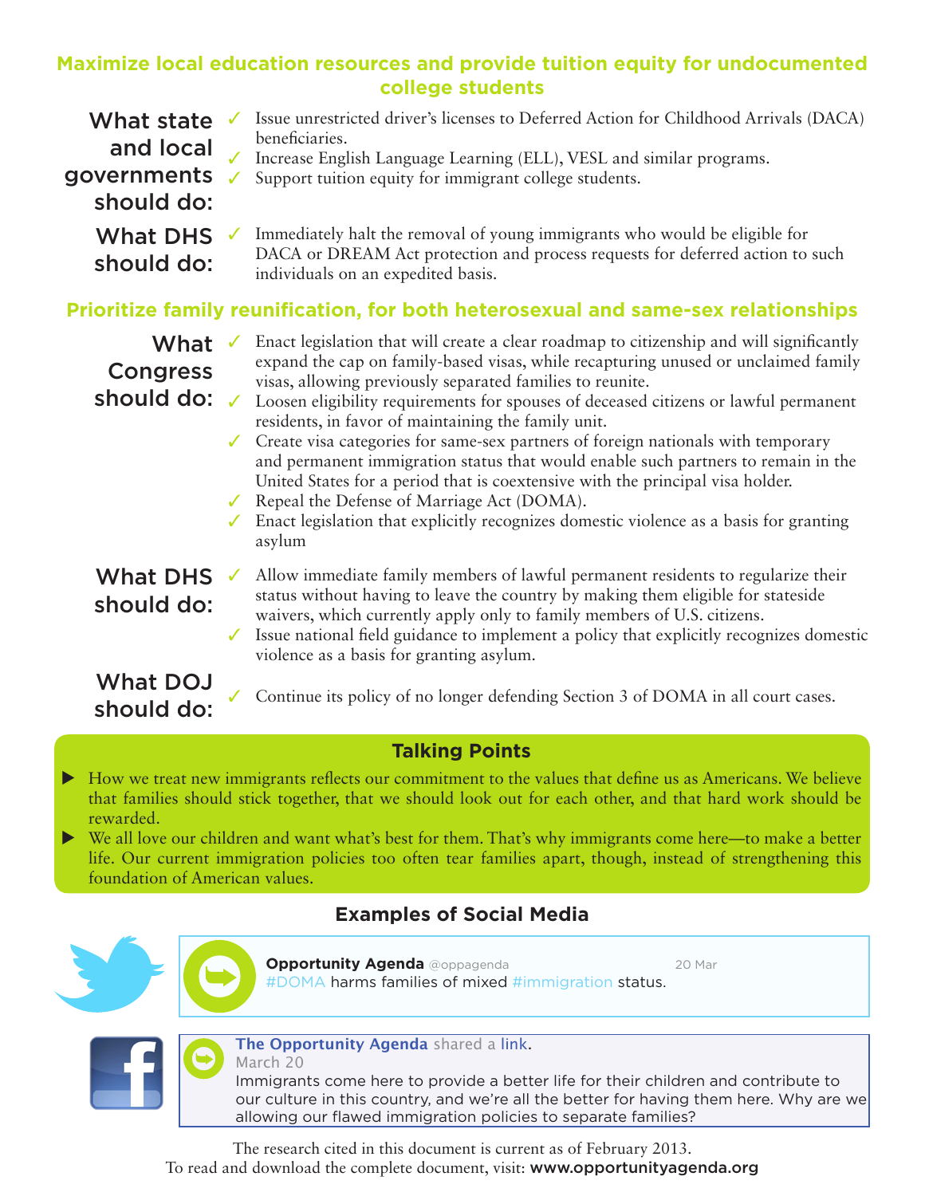## Maximize local education resources and provide tuition equity for undocumented college students

**What state and local governments should do:**

- ✓ Issue unrestricted driver's licenses to Deferred Action for Childhood Arrivals (DACA) beneficiaries.
- ✓ Increase English Language Learning (ELL), VESL and similar programs.
- ✓ Support tuition equity for immigrant college students.

**What DHS should do:**

- ✓ Immediately halt the removal of young immigrants who would be eligible for DACA or DREAM Act protection and process requests for deferred action to such individuals on an expedited basis.

## Prioritize family reunification, for both heterosexual and same-sex relationships

**What Congress should do:**

- ✓ Enact legislation that will create a clear roadmap to citizenship and will significantly expand the cap on family-based visas, while recapturing unused or unclaimed family visas, allowing previously separated families to reunite.
- ✓ Loosen eligibility requirements for spouses of deceased citizens or lawful permanent residents, in favor of maintaining the family unit.
- ✓ Create visa categories for same-sex partners of foreign nationals with temporary and permanent immigration status that would enable such partners to remain in the United States for a period that is coextensive with the principal visa holder.
- ✓ Repeal the Defense of Marriage Act (DOMA).
- ✓ Enact legislation that explicitly recognizes domestic violence as a basis for granting asylum

**What DHS should do:**

- ✓ Allow immediate family members of lawful permanent residents to regularize their status without having to leave the country by making them eligible for stateside waivers, which currently apply only to family members of U.S. citizens.
- ✓ Issue national field guidance to implement a policy that explicitly recognizes domestic violence as a basis for granting asylum.

**What DOJ should do:**

- ✓ Continue its policy of no longer defending Section 3 of DOMA in all court cases.

### Talking Points

- ▶ How we treat new immigrants reflects our commitment to the values that define us as Americans. We believe that families should stick together, that we should look out for each other, and that hard work should be rewarded.
- ▶ We all love our children and want what's best for them. That's why immigrants come here—to make a better life. Our current immigration policies too often tear families apart, though, instead of strengthening this foundation of American values.

### Examples of Social Media

**Opportunity Agenda** @oppagenda 20 Mar
#DOMA harms families of mixed #immigration status.

**The Opportunity Agenda** shared a link.
March 20
Immigrants come here to provide a better life for their children and contribute to our culture in this country, and we're all the better for having them here. Why are we allowing our flawed immigration policies to separate families?

The research cited in this document is current as of February 2013.
To read and download the complete document, visit: **www.opportunityagenda.org**